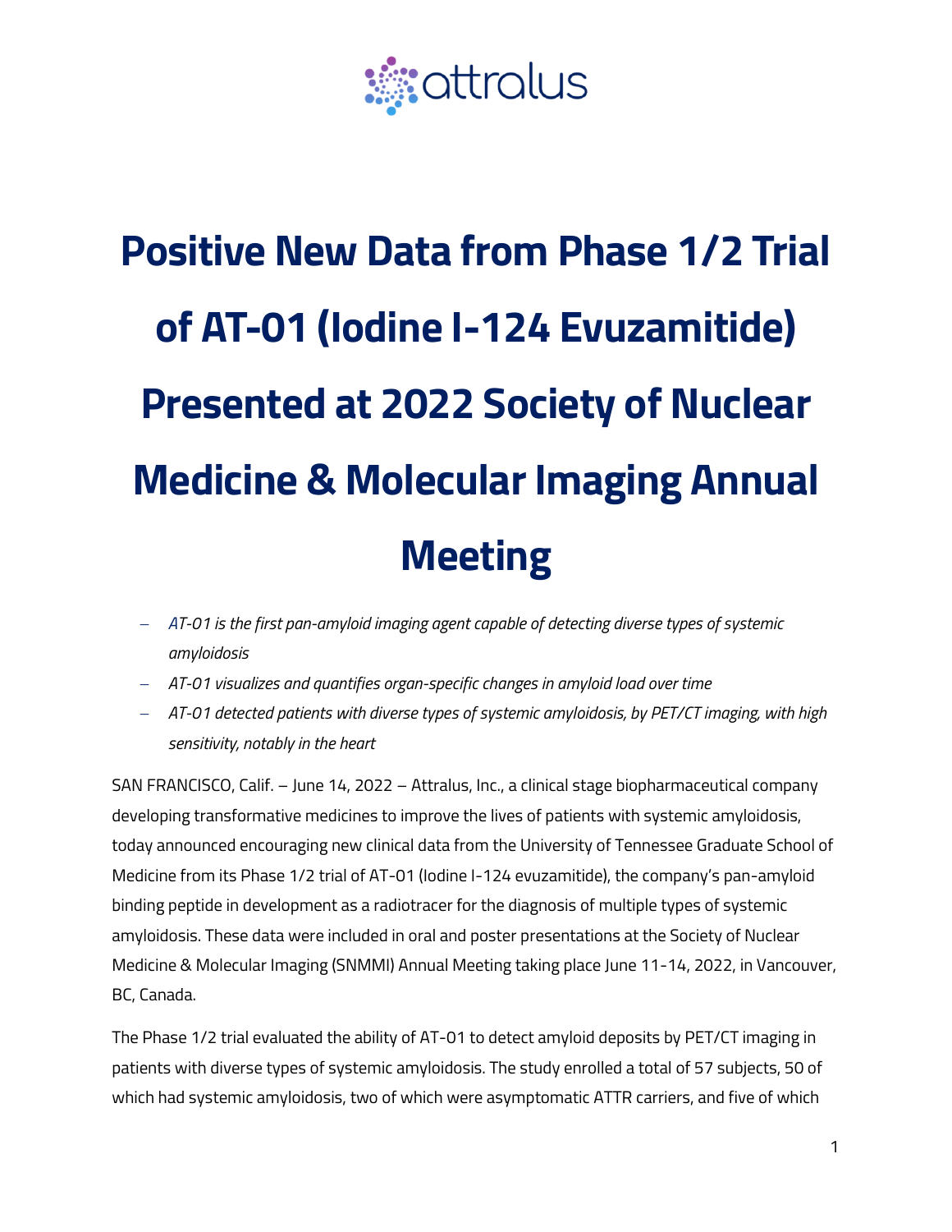# Positive New Data from Phase 1/2 Trial of AT-01 (Iodine I-124 Evuzamitide) Presented at 2022 Society of Nuclear Medicine & Molecular Imaging Annual Meeting

- *AT-01 is the first pan-amyloid imaging agent capable of detecting diverse types of systemic amyloidosis*
- *AT-01 visualizes and quantifies organ-specific changes in amyloid load over time*
- *AT-01 detected patients with diverse types of systemic amyloidosis, by PET/CT imaging, with high sensitivity, notably in the heart*

SAN FRANCISCO, Calif. – June 14, 2022 – Attralus, Inc., a clinical stage biopharmaceutical company developing transformative medicines to improve the lives of patients with systemic amyloidosis, today announced encouraging new clinical data from the University of Tennessee Graduate School of Medicine from its Phase 1/2 trial of AT-01 (Iodine I-124 evuzamitide), the company's pan-amyloid binding peptide in development as a radiotracer for the diagnosis of multiple types of systemic amyloidosis. These data were included in oral and poster presentations at the Society of Nuclear Medicine & Molecular Imaging (SNMMI) Annual Meeting taking place June 11-14, 2022, in Vancouver, BC, Canada.

The Phase 1/2 trial evaluated the ability of AT-01 to detect amyloid deposits by PET/CT imaging in patients with diverse types of systemic amyloidosis. The study enrolled a total of 57 subjects, 50 of which had systemic amyloidosis, two of which were asymptomatic ATTR carriers, and five of which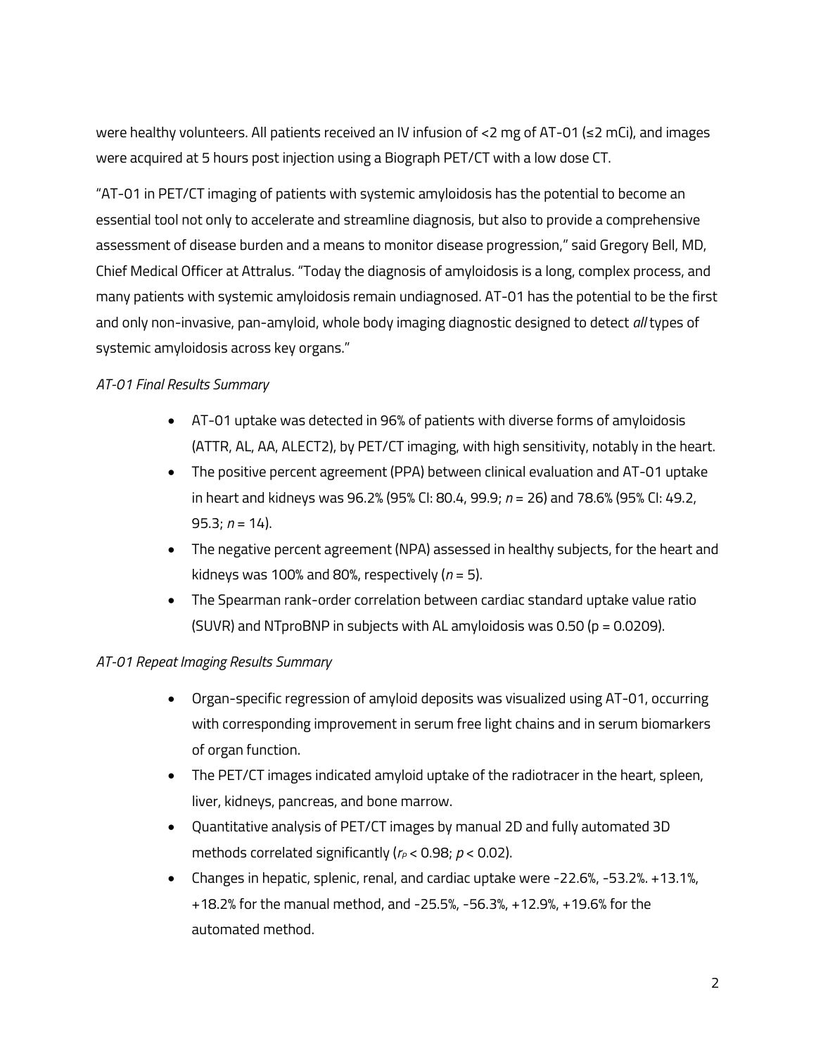were healthy volunteers. All patients received an IV infusion of <2 mg of AT-01 (≤2 mCi), and images were acquired at 5 hours post injection using a Biograph PET/CT with a low dose CT.

"AT-01 in PET/CT imaging of patients with systemic amyloidosis has the potential to become an essential tool not only to accelerate and streamline diagnosis, but also to provide a comprehensive assessment of disease burden and a means to monitor disease progression," said Gregory Bell, MD, Chief Medical Officer at Attralus. "Today the diagnosis of amyloidosis is a long, complex process, and many patients with systemic amyloidosis remain undiagnosed. AT-01 has the potential to be the first and only non-invasive, pan-amyloid, whole body imaging diagnostic designed to detect *all* types of systemic amyloidosis across key organs."

*AT-01 Final Results Summary*

- AT-01 uptake was detected in 96% of patients with diverse forms of amyloidosis (ATTR, AL, AA, ALECT2), by PET/CT imaging, with high sensitivity, notably in the heart.
- The positive percent agreement (PPA) between clinical evaluation and AT-01 uptake in heart and kidneys was 96.2% (95% CI: 80.4, 99.9; $n$ = 26) and 78.6% (95% CI: 49.2, 95.3; $n$ = 14).
- The negative percent agreement (NPA) assessed in healthy subjects, for the heart and kidneys was 100% and 80%, respectively ($n$ = 5).
- The Spearman rank-order correlation between cardiac standard uptake value ratio (SUVR) and NTproBNP in subjects with AL amyloidosis was 0.50 (p = 0.0209).

*AT-01 Repeat Imaging Results Summary*

- Organ-specific regression of amyloid deposits was visualized using AT-01, occurring with corresponding improvement in serum free light chains and in serum biomarkers of organ function.
- The PET/CT images indicated amyloid uptake of the radiotracer in the heart, spleen, liver, kidneys, pancreas, and bone marrow.
- Quantitative analysis of PET/CT images by manual 2D and fully automated 3D methods correlated significantly ($r_P < 0.98$; $p < 0.02$).
- Changes in hepatic, splenic, renal, and cardiac uptake were -22.6%, -53.2%. +13.1%, +18.2% for the manual method, and -25.5%, -56.3%, +12.9%, +19.6% for the automated method.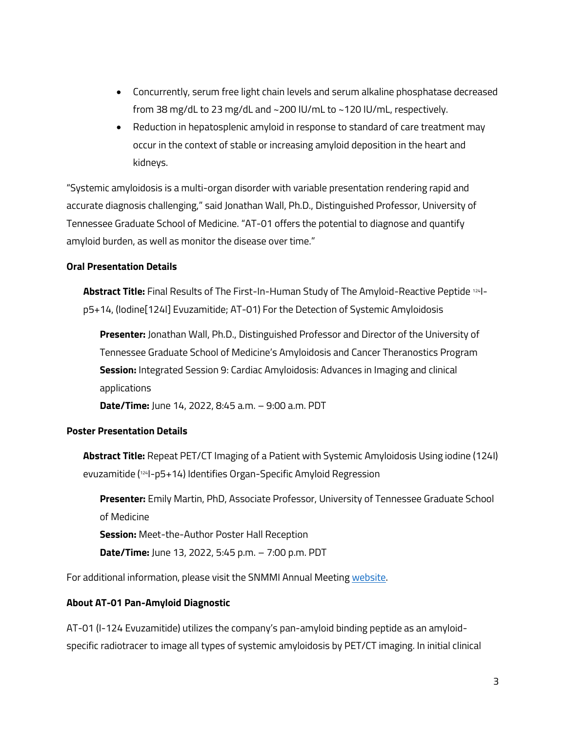- Concurrently, serum free light chain levels and serum alkaline phosphatase decreased from 38 mg/dL to 23 mg/dL and ~200 IU/mL to ~120 IU/mL, respectively.
- Reduction in hepatosplenic amyloid in response to standard of care treatment may occur in the context of stable or increasing amyloid deposition in the heart and kidneys.

"Systemic amyloidosis is a multi-organ disorder with variable presentation rendering rapid and accurate diagnosis challenging," said Jonathan Wall, Ph.D., Distinguished Professor, University of Tennessee Graduate School of Medicine. "AT-01 offers the potential to diagnose and quantify amyloid burden, as well as monitor the disease over time."

**Oral Presentation Details**

**Abstract Title:** Final Results of The First-In-Human Study of The Amyloid-Reactive Peptide $^{124}$I-p5+14, (Iodine[124I] Evuzamitide; AT-01) For the Detection of Systemic Amyloidosis

**Presenter:** Jonathan Wall, Ph.D., Distinguished Professor and Director of the University of Tennessee Graduate School of Medicine's Amyloidosis and Cancer Theranostics Program
**Session:** Integrated Session 9: Cardiac Amyloidosis: Advances in Imaging and clinical applications
**Date/Time:** June 14, 2022, 8:45 a.m. – 9:00 a.m. PDT

**Poster Presentation Details**

**Abstract Title:** Repeat PET/CT Imaging of a Patient with Systemic Amyloidosis Using iodine (124I) evuzamitide ($^{124}$I-p5+14) Identifies Organ-Specific Amyloid Regression

**Presenter:** Emily Martin, PhD, Associate Professor, University of Tennessee Graduate School of Medicine
**Session:** Meet-the-Author Poster Hall Reception
**Date/Time:** June 13, 2022, 5:45 p.m. – 7:00 p.m. PDT

For additional information, please visit the SNMMI Annual Meeting website.

**About AT-01 Pan-Amyloid Diagnostic**

AT-01 (I-124 Evuzamitide) utilizes the company's pan-amyloid binding peptide as an amyloid-specific radiotracer to image all types of systemic amyloidosis by PET/CT imaging. In initial clinical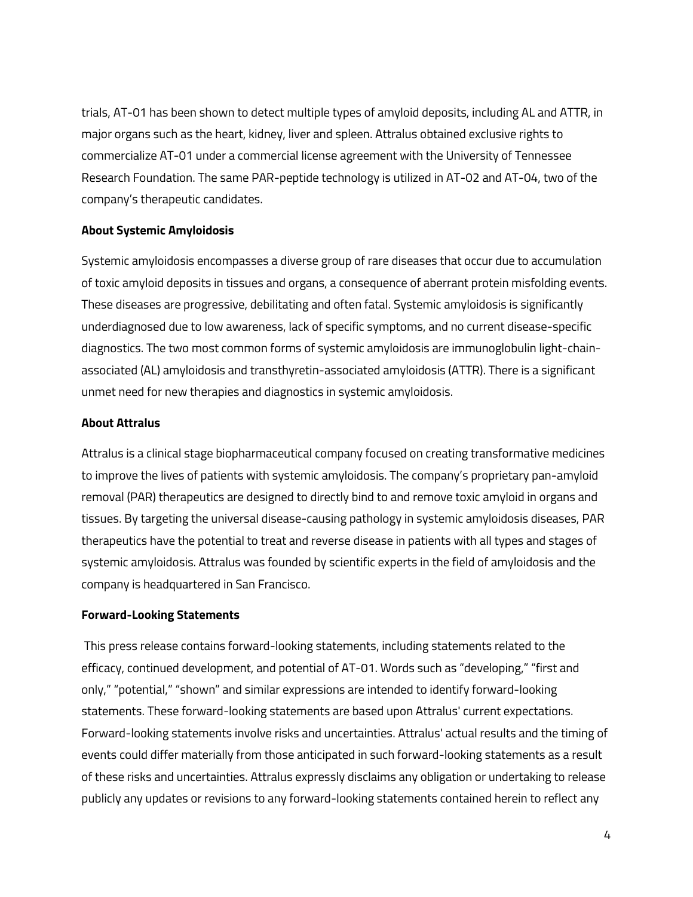trials, AT-01 has been shown to detect multiple types of amyloid deposits, including AL and ATTR, in major organs such as the heart, kidney, liver and spleen. Attralus obtained exclusive rights to commercialize AT-01 under a commercial license agreement with the University of Tennessee Research Foundation. The same PAR-peptide technology is utilized in AT-02 and AT-04, two of the company's therapeutic candidates.

**About Systemic Amyloidosis**

Systemic amyloidosis encompasses a diverse group of rare diseases that occur due to accumulation of toxic amyloid deposits in tissues and organs, a consequence of aberrant protein misfolding events. These diseases are progressive, debilitating and often fatal. Systemic amyloidosis is significantly underdiagnosed due to low awareness, lack of specific symptoms, and no current disease-specific diagnostics. The two most common forms of systemic amyloidosis are immunoglobulin light-chain-associated (AL) amyloidosis and transthyretin-associated amyloidosis (ATTR). There is a significant unmet need for new therapies and diagnostics in systemic amyloidosis.

**About Attralus**

Attralus is a clinical stage biopharmaceutical company focused on creating transformative medicines to improve the lives of patients with systemic amyloidosis. The company's proprietary pan-amyloid removal (PAR) therapeutics are designed to directly bind to and remove toxic amyloid in organs and tissues. By targeting the universal disease-causing pathology in systemic amyloidosis diseases, PAR therapeutics have the potential to treat and reverse disease in patients with all types and stages of systemic amyloidosis. Attralus was founded by scientific experts in the field of amyloidosis and the company is headquartered in San Francisco.

**Forward-Looking Statements**

This press release contains forward-looking statements, including statements related to the efficacy, continued development, and potential of AT-01. Words such as "developing," "first and only," "potential," "shown" and similar expressions are intended to identify forward-looking statements. These forward-looking statements are based upon Attralus' current expectations. Forward-looking statements involve risks and uncertainties. Attralus' actual results and the timing of events could differ materially from those anticipated in such forward-looking statements as a result of these risks and uncertainties. Attralus expressly disclaims any obligation or undertaking to release publicly any updates or revisions to any forward-looking statements contained herein to reflect any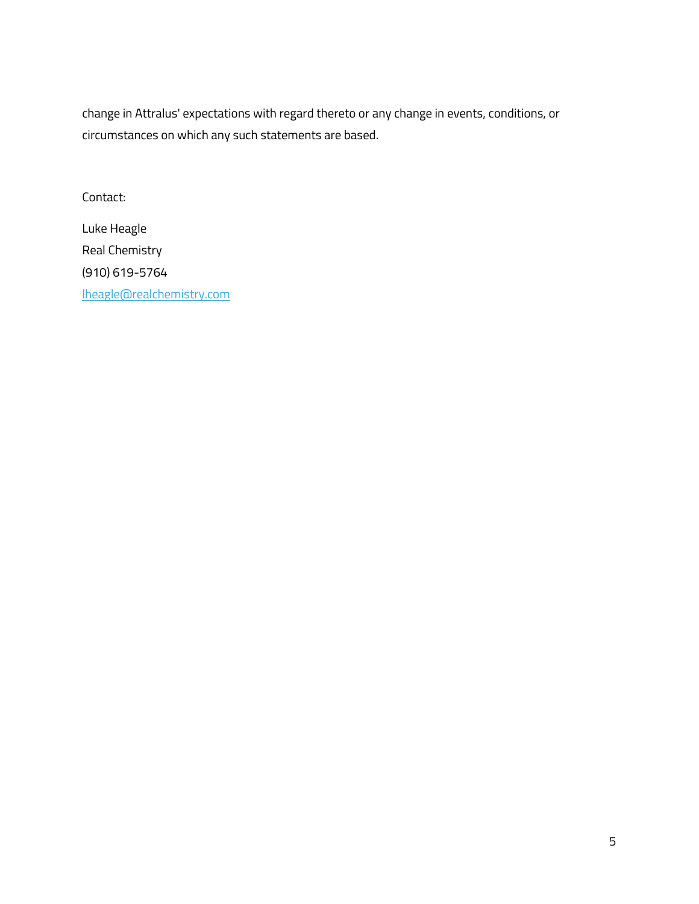change in Attralus' expectations with regard thereto or any change in events, conditions, or circumstances on which any such statements are based.

Contact:

Luke Heagle
Real Chemistry
(910) 619-5764
[lheagle@realchemistry.com](mailto:lheagle@realchemistry.com)